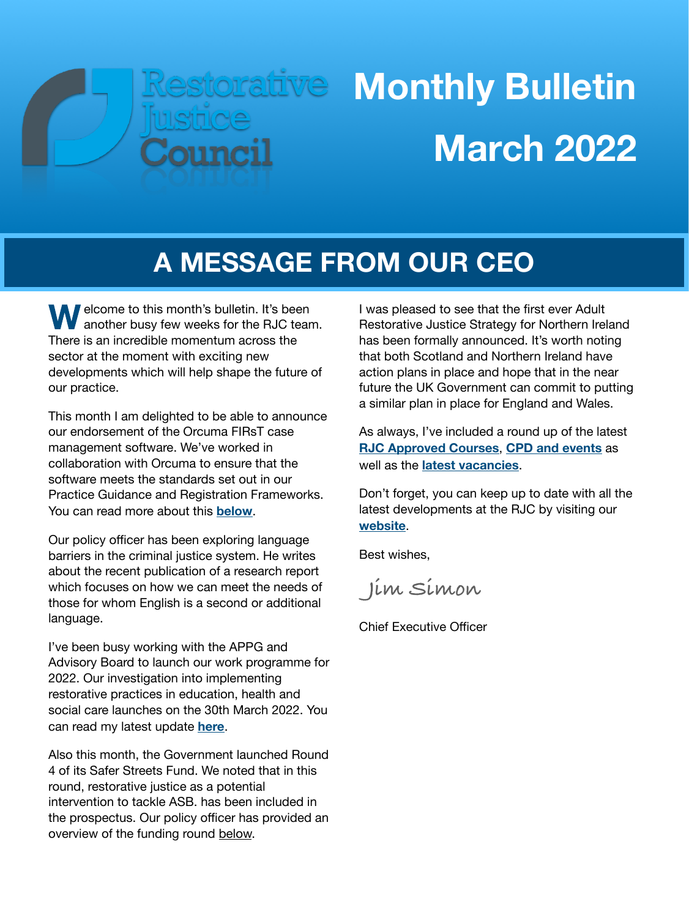Restorative Justice Council

# Monthly Bulletin March 2022

## A MESSAGE FROM OUR CEO

Welcome to this month's bulletin. It's been another busy few weeks for the RJC team. There is an incredible momentum across the sector at the moment with exciting new developments which will help shape the future of our practice.

This month I am delighted to be able to announce our endorsement of the Orcuma FIRsT case management software. We've worked in collaboration with Orcuma to ensure that the software meets the standards set out in our Practice Guidance and Registration Frameworks. You can read more about this **below**.

Our policy officer has been exploring language barriers in the criminal justice system. He writes about the recent publication of a research report which focuses on how we can meet the needs of those for whom English is a second or additional language.

I've been busy working with the APPG and Advisory Board to launch our work programme for 2022. Our investigation into implementing restorative practices in education, health and social care launches on the 30th March 2022. You can read my latest update **here**.

Also this month, the Government launched Round 4 of its Safer Streets Fund. We noted that in this round, restorative justice as a potential intervention to tackle ASB. has been included in the prospectus. Our policy officer has provided an overview of the funding round below.

I was pleased to see that the first ever Adult Restorative Justice Strategy for Northern Ireland has been formally announced. It's worth noting that both Scotland and Northern Ireland have action plans in place and hope that in the near future the UK Government can commit to putting a similar plan in place for England and Wales.

As always, I've included a round up of the latest **RJC Approved Courses**, **CPD and events** as well as the **latest vacancies**.

Don't forget, you can keep up to date with all the latest developments at the RJC by visiting our **website**.

Best wishes,

*Jim Simon*

Chief Executive Officer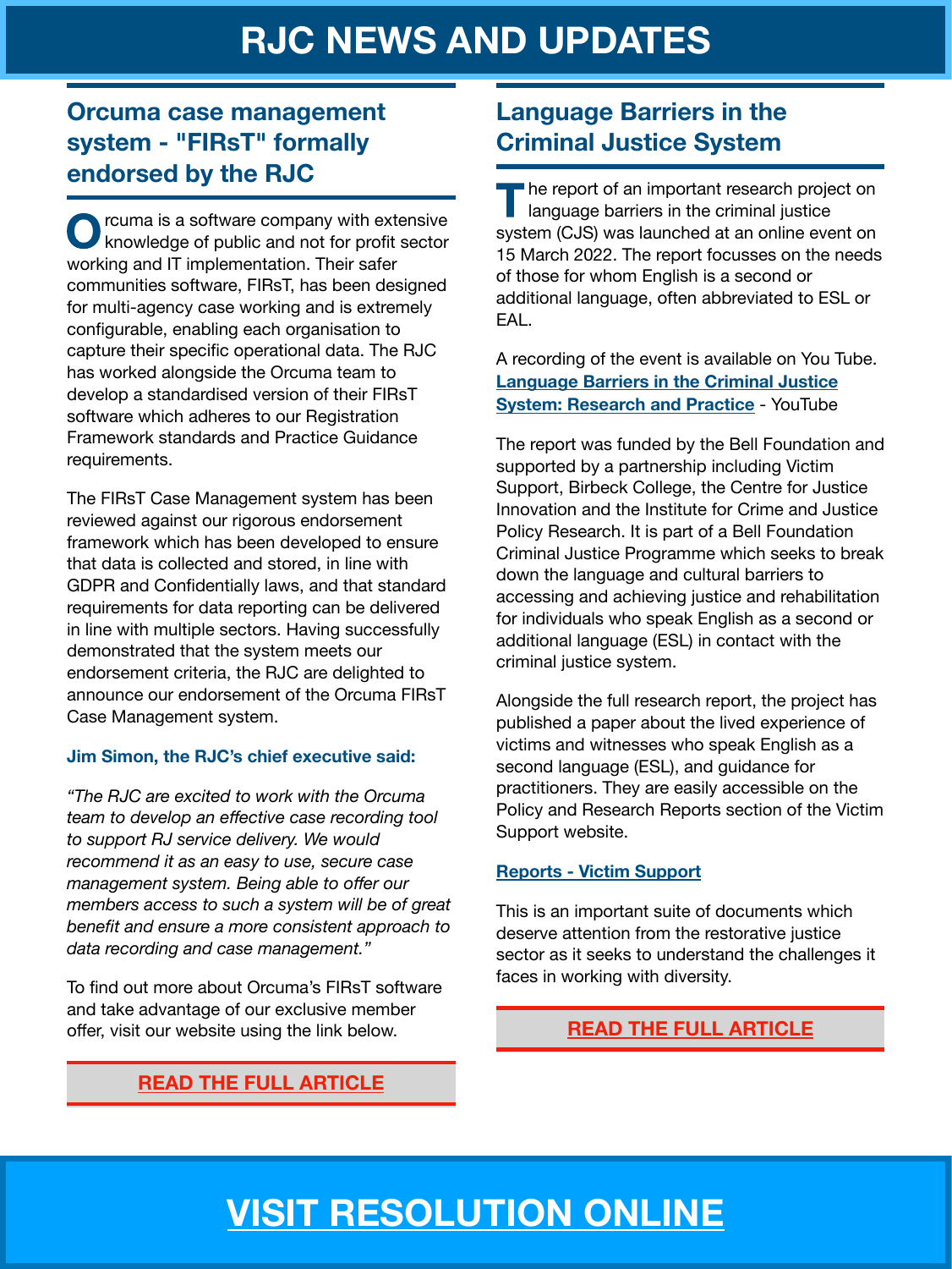# RJC NEWS AND UPDATES

## Orcuma case management system - "FIRsT" formally endorsed by the RJC

Orcuma is a software company with extensive knowledge of public and not for profit sector working and IT implementation. Their safer communities software, FIRsT, has been designed for multi-agency case working and is extremely configurable, enabling each organisation to capture their specific operational data. The RJC has worked alongside the Orcuma team to develop a standardised version of their FIRsT software which adheres to our Registration Framework standards and Practice Guidance requirements.

The FIRsT Case Management system has been reviewed against our rigorous endorsement framework which has been developed to ensure that data is collected and stored, in line with GDPR and Confidentially laws, and that standard requirements for data reporting can be delivered in line with multiple sectors. Having successfully demonstrated that the system meets our endorsement criteria, the RJC are delighted to announce our endorsement of the Orcuma FIRsT Case Management system.

**Jim Simon, the RJC's chief executive said:**

*"The RJC are excited to work with the Orcuma team to develop an effective case recording tool to support RJ service delivery. We would recommend it as an easy to use, secure case management system. Being able to offer our members access to such a system will be of great benefit and ensure a more consistent approach to data recording and case management."*

To find out more about Orcuma's FIRsT software and take advantage of our exclusive member offer, visit our website using the link below.

**READ THE FULL ARTICLE**

## Language Barriers in the Criminal Justice System

The report of an important research project on language barriers in the criminal justice system (CJS) was launched at an online event on 15 March 2022. The report focusses on the needs of those for whom English is a second or additional language, often abbreviated to ESL or EAL.

A recording of the event is available on You Tube. **Language Barriers in the Criminal Justice System: Research and Practice** - YouTube

The report was funded by the Bell Foundation and supported by a partnership including Victim Support, Birbeck College, the Centre for Justice Innovation and the Institute for Crime and Justice Policy Research. It is part of a Bell Foundation Criminal Justice Programme which seeks to break down the language and cultural barriers to accessing and achieving justice and rehabilitation for individuals who speak English as a second or additional language (ESL) in contact with the criminal justice system.

Alongside the full research report, the project has published a paper about the lived experience of victims and witnesses who speak English as a second language (ESL), and guidance for practitioners. They are easily accessible on the Policy and Research Reports section of the Victim Support website.

**Reports - Victim Support**

This is an important suite of documents which deserve attention from the restorative justice sector as it seeks to understand the challenges it faces in working with diversity.

**READ THE FULL ARTICLE**

# VISIT RESOLUTION ONLINE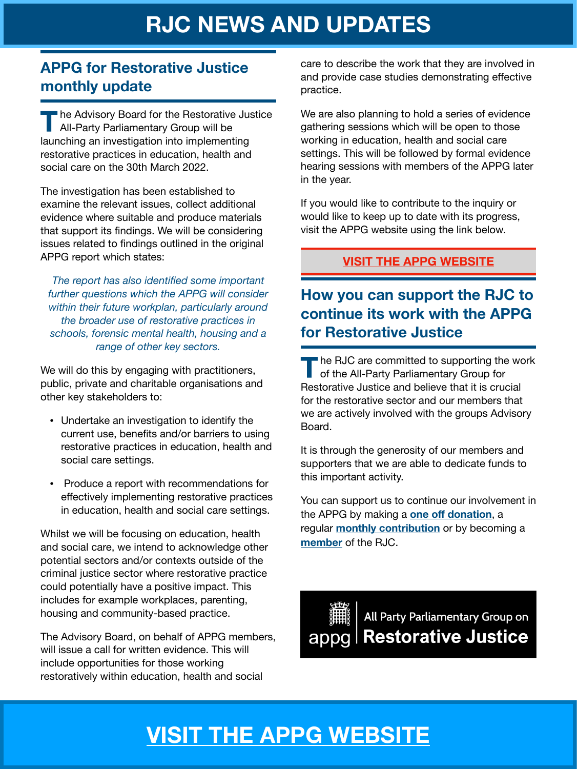# RJC NEWS AND UPDATES

## APPG for Restorative Justice monthly update

The Advisory Board for the Restorative Justice All-Party Parliamentary Group will be launching an investigation into implementing restorative practices in education, health and social care on the 30th March 2022.

The investigation has been established to examine the relevant issues, collect additional evidence where suitable and produce materials that support its findings. We will be considering issues related to findings outlined in the original APPG report which states:

> *The report has also identified some important further questions which the APPG will consider within their future workplan, particularly around the broader use of restorative practices in schools, forensic mental health, housing and a range of other key sectors.*

We will do this by engaging with practitioners, public, private and charitable organisations and other key stakeholders to:

- Undertake an investigation to identify the current use, benefits and/or barriers to using restorative practices in education, health and social care settings.
- Produce a report with recommendations for effectively implementing restorative practices in education, health and social care settings.

Whilst we will be focusing on education, health and social care, we intend to acknowledge other potential sectors and/or contexts outside of the criminal justice sector where restorative practice could potentially have a positive impact. This includes for example workplaces, parenting, housing and community-based practice.

The Advisory Board, on behalf of APPG members, will issue a call for written evidence. This will include opportunities for those working restoratively within education, health and social care to describe the work that they are involved in and provide case studies demonstrating effective practice.

We are also planning to hold a series of evidence gathering sessions which will be open to those working in education, health and social care settings. This will be followed by formal evidence hearing sessions with members of the APPG later in the year.

If you would like to contribute to the inquiry or would like to keep up to date with its progress, visit the APPG website using the link below.

**VISIT THE APPG WEBSITE**

## How you can support the RJC to continue its work with the APPG for Restorative Justice

The RJC are committed to supporting the work of the All-Party Parliamentary Group for Restorative Justice and believe that it is crucial for the restorative sector and our members that we are actively involved with the groups Advisory Board.

It is through the generosity of our members and supporters that we are able to dedicate funds to this important activity.

You can support us to continue our involvement in the APPG by making a **one off donation**, a regular **monthly contribution** or by becoming a **member** of the RJC.

appg | All Party Parliamentary Group on **Restorative Justice**

**VISIT THE APPG WEBSITE**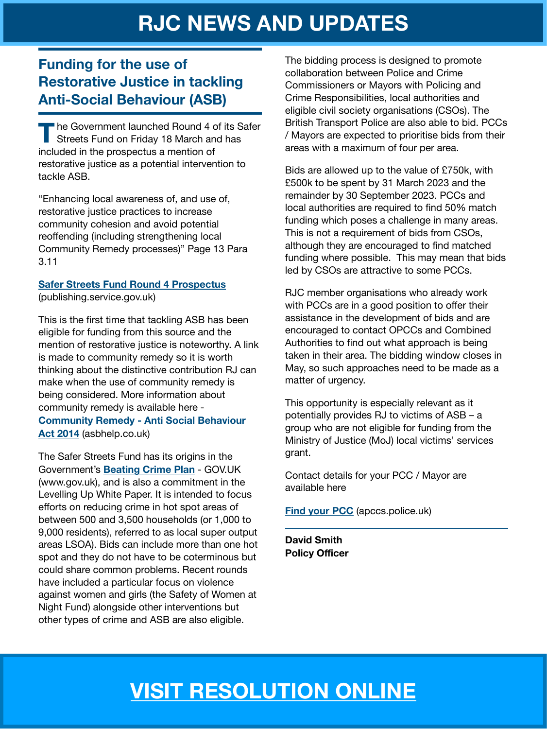# RJC NEWS AND UPDATES

## Funding for the use of Restorative Justice in tackling Anti-Social Behaviour (ASB)

The Government launched Round 4 of its Safer Streets Fund on Friday 18 March and has included in the prospectus a mention of restorative justice as a potential intervention to tackle ASB.

"Enhancing local awareness of, and use of, restorative justice practices to increase community cohesion and avoid potential reoffending (including strengthening local Community Remedy processes)" Page 13 Para 3.11

**Safer Streets Fund Round 4 Prospectus** (publishing.service.gov.uk)

This is the first time that tackling ASB has been eligible for funding from this source and the mention of restorative justice is noteworthy. A link is made to community remedy so it is worth thinking about the distinctive contribution RJ can make when the use of community remedy is being considered. More information about community remedy is available here - **Community Remedy - Anti Social Behaviour Act 2014** (asbhelp.co.uk)

The Safer Streets Fund has its origins in the Government's **Beating Crime Plan** - GOV.UK (www.gov.uk), and is also a commitment in the Levelling Up White Paper. It is intended to focus efforts on reducing crime in hot spot areas of between 500 and 3,500 households (or 1,000 to 9,000 residents), referred to as local super output areas LSOA). Bids can include more than one hot spot and they do not have to be coterminous but could share common problems. Recent rounds have included a particular focus on violence against women and girls (the Safety of Women at Night Fund) alongside other interventions but other types of crime and ASB are also eligible.

The bidding process is designed to promote collaboration between Police and Crime Commissioners or Mayors with Policing and Crime Responsibilities, local authorities and eligible civil society organisations (CSOs). The British Transport Police are also able to bid. PCCs / Mayors are expected to prioritise bids from their areas with a maximum of four per area.

Bids are allowed up to the value of £750k, with £500k to be spent by 31 March 2023 and the remainder by 30 September 2023. PCCs and local authorities are required to find 50% match funding which poses a challenge in many areas. This is not a requirement of bids from CSOs, although they are encouraged to find matched funding where possible. This may mean that bids led by CSOs are attractive to some PCCs.

RJC member organisations who already work with PCCs are in a good position to offer their assistance in the development of bids and are encouraged to contact OPCCs and Combined Authorities to find out what approach is being taken in their area. The bidding window closes in May, so such approaches need to be made as a matter of urgency.

This opportunity is especially relevant as it potentially provides RJ to victims of ASB – a group who are not eligible for funding from the Ministry of Justice (MoJ) local victims' services grant.

Contact details for your PCC / Mayor are available here

**Find your PCC** (apccs.police.uk)

**David Smith**
**Policy Officer**

**VISIT RESOLUTION ONLINE**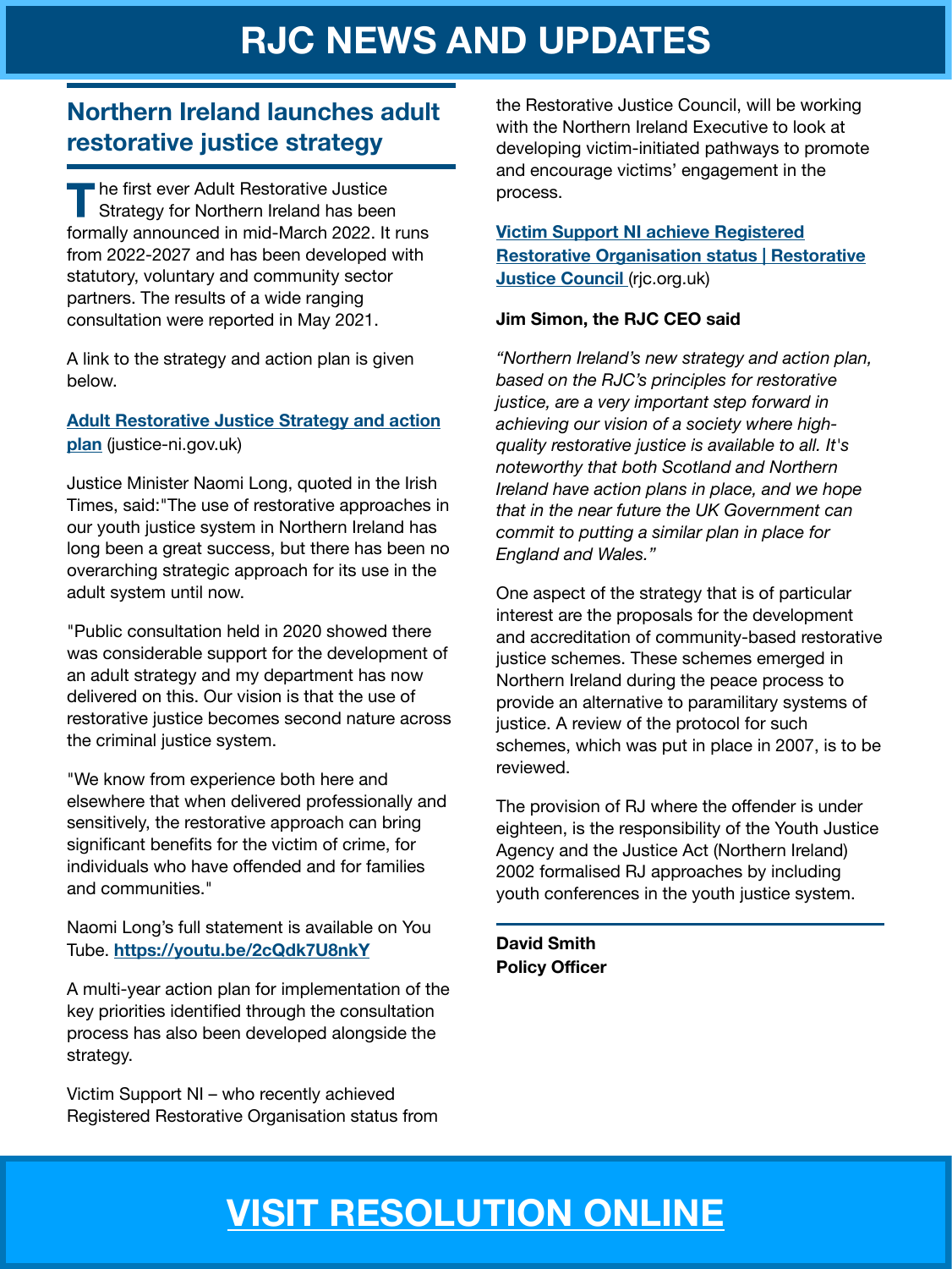# RJC NEWS AND UPDATES

## Northern Ireland launches adult restorative justice strategy

The first ever Adult Restorative Justice Strategy for Northern Ireland has been formally announced in mid-March 2022. It runs from 2022-2027 and has been developed with statutory, voluntary and community sector partners. The results of a wide ranging consultation were reported in May 2021.

A link to the strategy and action plan is given below.

**Adult Restorative Justice Strategy and action plan** (justice-ni.gov.uk)

Justice Minister Naomi Long, quoted in the Irish Times, said:"The use of restorative approaches in our youth justice system in Northern Ireland has long been a great success, but there has been no overarching strategic approach for its use in the adult system until now.

"Public consultation held in 2020 showed there was considerable support for the development of an adult strategy and my department has now delivered on this. Our vision is that the use of restorative justice becomes second nature across the criminal justice system.

"We know from experience both here and elsewhere that when delivered professionally and sensitively, the restorative approach can bring significant benefits for the victim of crime, for individuals who have offended and for families and communities."

Naomi Long's full statement is available on You Tube. **https://youtu.be/2cQdk7U8nkY**

A multi-year action plan for implementation of the key priorities identified through the consultation process has also been developed alongside the strategy.

Victim Support NI – who recently achieved Registered Restorative Organisation status from the Restorative Justice Council, will be working with the Northern Ireland Executive to look at developing victim-initiated pathways to promote and encourage victims' engagement in the process.

**Victim Support NI achieve Registered Restorative Organisation status | Restorative Justice Council** (rjc.org.uk)

**Jim Simon, the RJC CEO said**

*"Northern Ireland's new strategy and action plan, based on the RJC's principles for restorative justice, are a very important step forward in achieving our vision of a society where high-quality restorative justice is available to all. It's noteworthy that both Scotland and Northern Ireland have action plans in place, and we hope that in the near future the UK Government can commit to putting a similar plan in place for England and Wales."*

One aspect of the strategy that is of particular interest are the proposals for the development and accreditation of community-based restorative justice schemes. These schemes emerged in Northern Ireland during the peace process to provide an alternative to paramilitary systems of justice. A review of the protocol for such schemes, which was put in place in 2007, is to be reviewed.

The provision of RJ where the offender is under eighteen, is the responsibility of the Youth Justice Agency and the Justice Act (Northern Ireland) 2002 formalised RJ approaches by including youth conferences in the youth justice system.

**David Smith**
**Policy Officer**

**VISIT RESOLUTION ONLINE**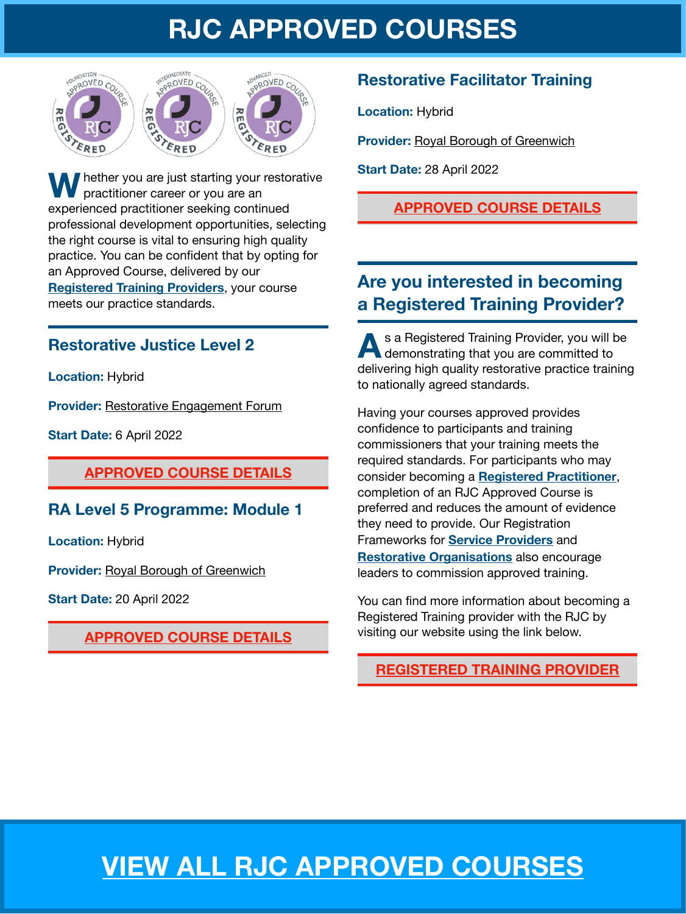# RJC APPROVED COURSES

Whether you are just starting your restorative practitioner career or you are an experienced practitioner seeking continued professional development opportunities, selecting the right course is vital to ensuring high quality practice. You can be confident that by opting for an Approved Course, delivered by our **Registered Training Providers**, your course meets our practice standards.

## Restorative Justice Level 2

**Location:** Hybrid

**Provider:** Restorative Engagement Forum

**Start Date:** 6 April 2022

**APPROVED COURSE DETAILS**

## RA Level 5 Programme: Module 1

**Location:** Hybrid

**Provider:** Royal Borough of Greenwich

**Start Date:** 20 April 2022

**APPROVED COURSE DETAILS**

## Restorative Facilitator Training

**Location:** Hybrid

**Provider:** Royal Borough of Greenwich

**Start Date:** 28 April 2022

**APPROVED COURSE DETAILS**

## Are you interested in becoming a Registered Training Provider?

As a Registered Training Provider, you will be demonstrating that you are committed to delivering high quality restorative practice training to nationally agreed standards.

Having your courses approved provides confidence to participants and training commissioners that your training meets the required standards. For participants who may consider becoming a **Registered Practitioner**, completion of an RJC Approved Course is preferred and reduces the amount of evidence they need to provide. Our Registration Frameworks for **Service Providers** and **Restorative Organisations** also encourage leaders to commission approved training.

You can find more information about becoming a Registered Training provider with the RJC by visiting our website using the link below.

**REGISTERED TRAINING PROVIDER**

**VIEW ALL RJC APPROVED COURSES**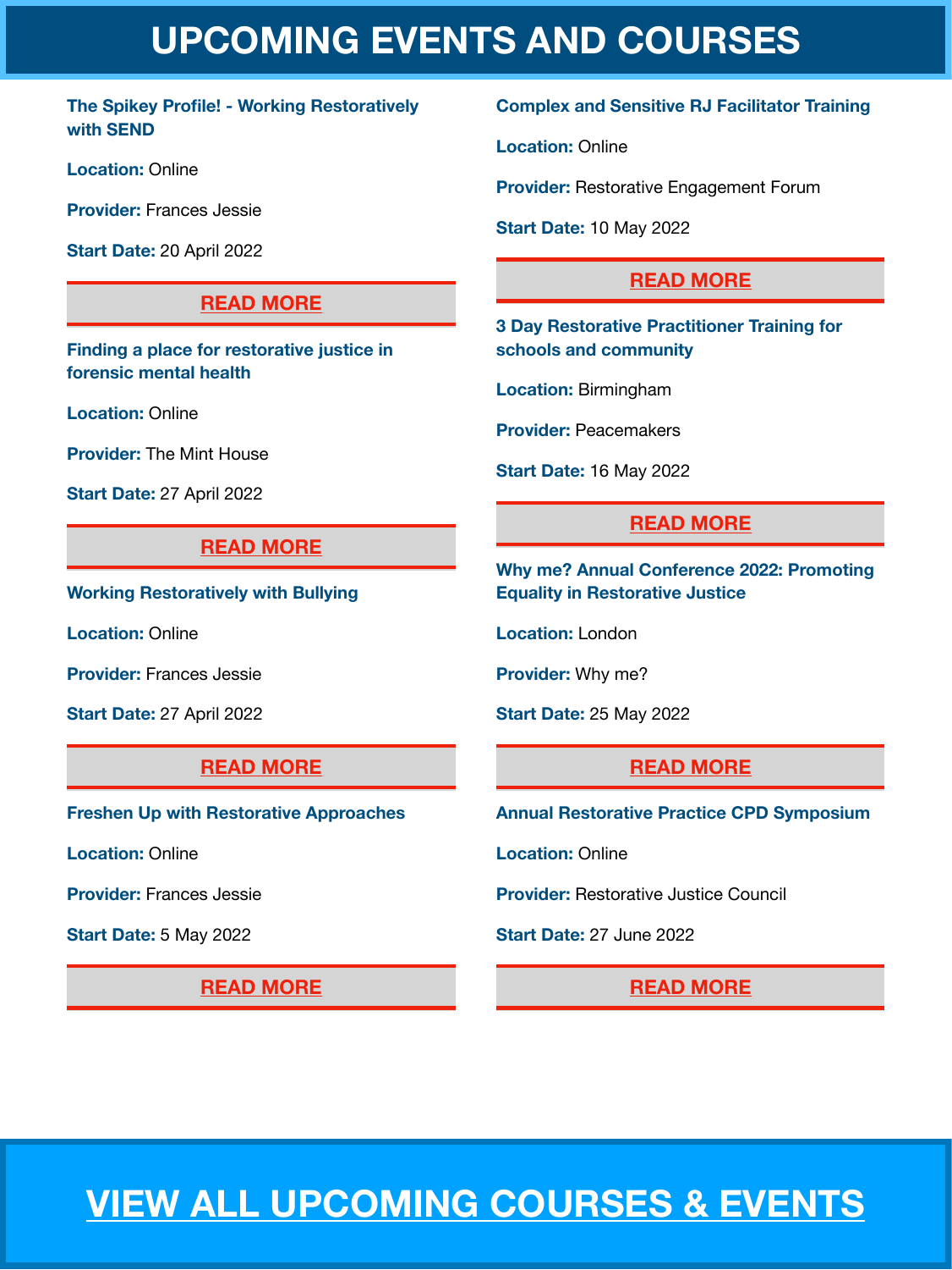# UPCOMING EVENTS AND COURSES

### The Spikey Profile! - Working Restoratively with SEND

**Location:** Online

**Provider:** Frances Jessie

**Start Date:** 20 April 2022

**READ MORE**

### Finding a place for restorative justice in forensic mental health

**Location:** Online

**Provider:** The Mint House

**Start Date:** 27 April 2022

**READ MORE**

### Working Restoratively with Bullying

**Location:** Online

**Provider:** Frances Jessie

**Start Date:** 27 April 2022

**READ MORE**

### Freshen Up with Restorative Approaches

**Location:** Online

**Provider:** Frances Jessie

**Start Date:** 5 May 2022

**READ MORE**

### Complex and Sensitive RJ Facilitator Training

**Location:** Online

**Provider:** Restorative Engagement Forum

**Start Date:** 10 May 2022

**READ MORE**

### 3 Day Restorative Practitioner Training for schools and community

**Location:** Birmingham

**Provider:** Peacemakers

**Start Date:** 16 May 2022

**READ MORE**

### Why me? Annual Conference 2022: Promoting Equality in Restorative Justice

**Location:** London

**Provider:** Why me?

**Start Date:** 25 May 2022

**READ MORE**

### Annual Restorative Practice CPD Symposium

**Location:** Online

**Provider:** Restorative Justice Council

**Start Date:** 27 June 2022

**READ MORE**

## VIEW ALL UPCOMING COURSES & EVENTS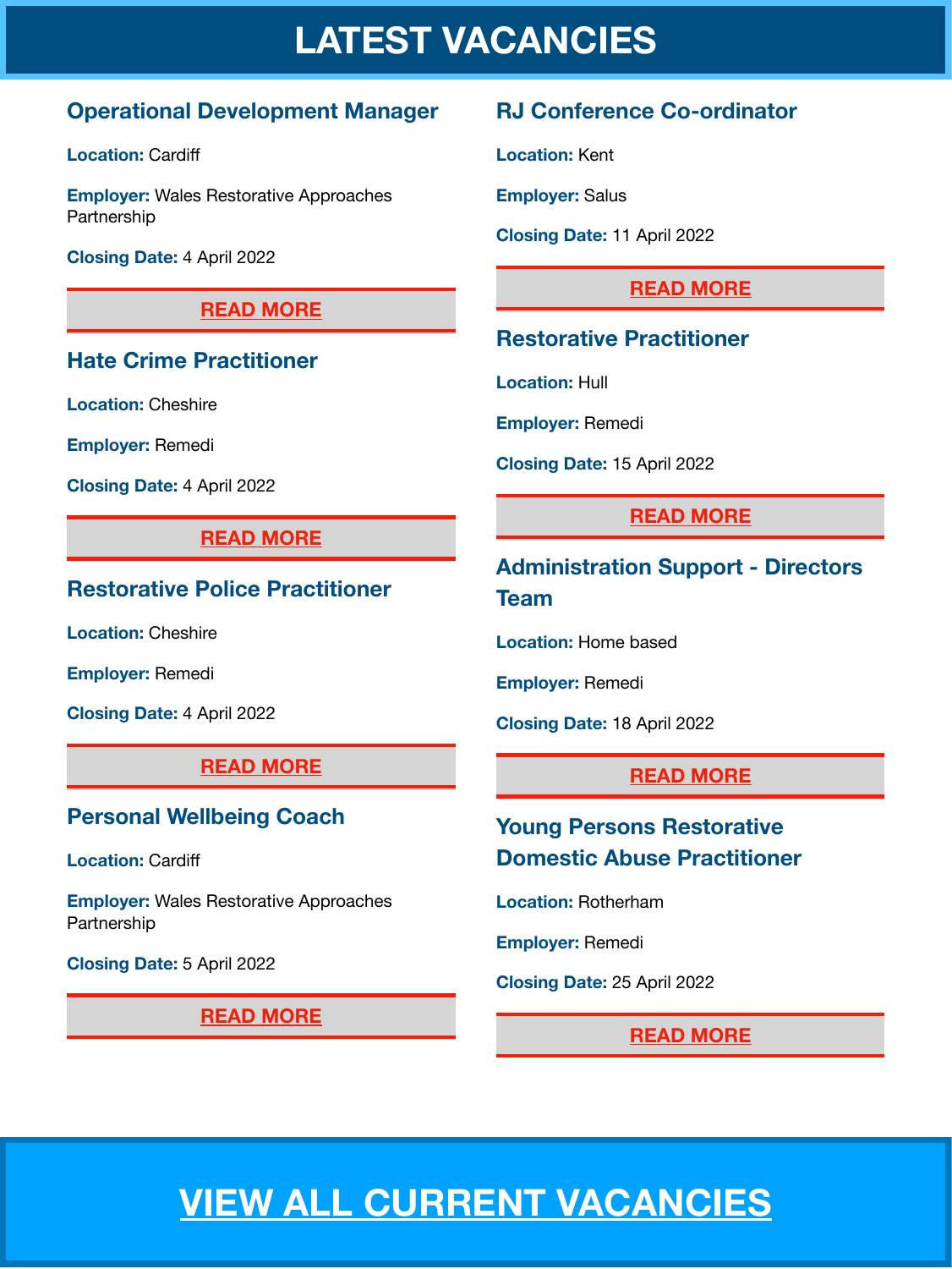# LATEST VACANCIES

### Operational Development Manager

**Location:** Cardiff

**Employer:** Wales Restorative Approaches Partnership

**Closing Date:** 4 April 2022

**READ MORE**

### Hate Crime Practitioner

**Location:** Cheshire

**Employer:** Remedi

**Closing Date:** 4 April 2022

**READ MORE**

### Restorative Police Practitioner

**Location:** Cheshire

**Employer:** Remedi

**Closing Date:** 4 April 2022

**READ MORE**

### Personal Wellbeing Coach

**Location:** Cardiff

**Employer:** Wales Restorative Approaches Partnership

**Closing Date:** 5 April 2022

**READ MORE**

### RJ Conference Co-ordinator

**Location:** Kent

**Employer:** Salus

**Closing Date:** 11 April 2022

**READ MORE**

### Restorative Practitioner

**Location:** Hull

**Employer:** Remedi

**Closing Date:** 15 April 2022

**READ MORE**

### Administration Support - Directors Team

**Location:** Home based

**Employer:** Remedi

**Closing Date:** 18 April 2022

**READ MORE**

### Young Persons Restorative Domestic Abuse Practitioner

**Location:** Rotherham

**Employer:** Remedi

**Closing Date:** 25 April 2022

**READ MORE**

## VIEW ALL CURRENT VACANCIES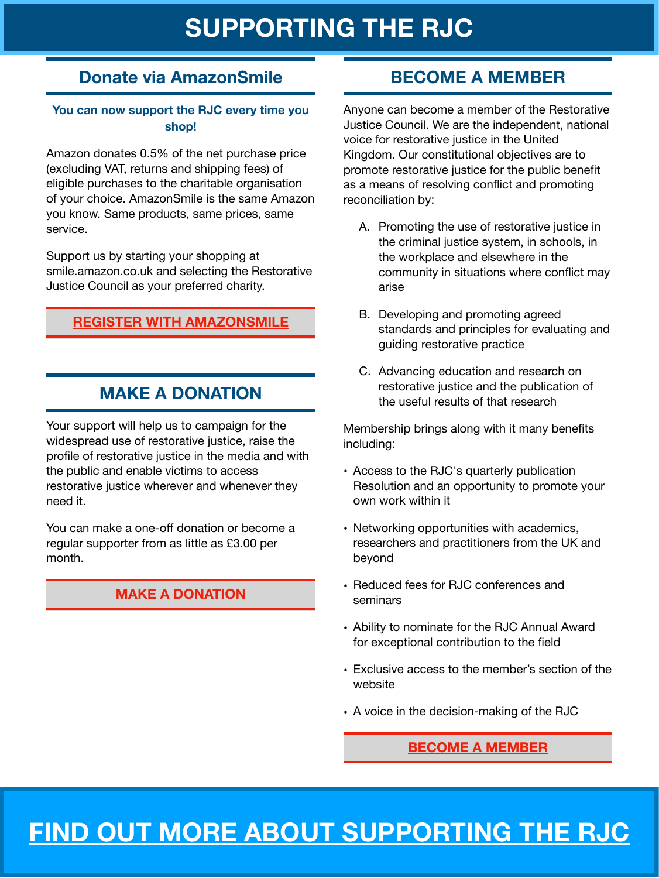# SUPPORTING THE RJC

## Donate via AmazonSmile

**You can now support the RJC every time you shop!**

Amazon donates 0.5% of the net purchase price (excluding VAT, returns and shipping fees) of eligible purchases to the charitable organisation of your choice. AmazonSmile is the same Amazon you know. Same products, same prices, same service.

Support us by starting your shopping at smile.amazon.co.uk and selecting the Restorative Justice Council as your preferred charity.

**REGISTER WITH AMAZONSMILE**

## MAKE A DONATION

Your support will help us to campaign for the widespread use of restorative justice, raise the profile of restorative justice in the media and with the public and enable victims to access restorative justice wherever and whenever they need it.

You can make a one-off donation or become a regular supporter from as little as £3.00 per month.

**MAKE A DONATION**

## BECOME A MEMBER

Anyone can become a member of the Restorative Justice Council. We are the independent, national voice for restorative justice in the United Kingdom. Our constitutional objectives are to promote restorative justice for the public benefit as a means of resolving conflict and promoting reconciliation by:

A. Promoting the use of restorative justice in the criminal justice system, in schools, in the workplace and elsewhere in the community in situations where conflict may arise

B. Developing and promoting agreed standards and principles for evaluating and guiding restorative practice

C. Advancing education and research on restorative justice and the publication of the useful results of that research

Membership brings along with it many benefits including:

- Access to the RJC's quarterly publication Resolution and an opportunity to promote your own work within it
- Networking opportunities with academics, researchers and practitioners from the UK and beyond
- Reduced fees for RJC conferences and seminars
- Ability to nominate for the RJC Annual Award for exceptional contribution to the field
- Exclusive access to the member's section of the website
- A voice in the decision-making of the RJC

**BECOME A MEMBER**

## FIND OUT MORE ABOUT SUPPORTING THE RJC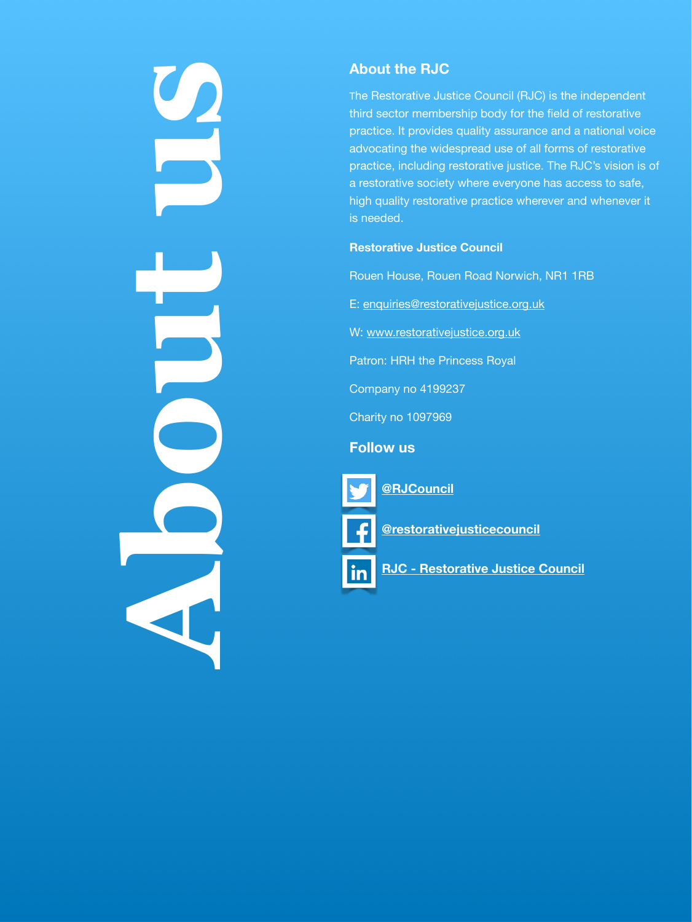# About us

## About the RJC

The Restorative Justice Council (RJC) is the independent third sector membership body for the field of restorative practice. It provides quality assurance and a national voice advocating the widespread use of all forms of restorative practice, including restorative justice. The RJC's vision is of a restorative society where everyone has access to safe, high quality restorative practice wherever and whenever it is needed.

**Restorative Justice Council**

Rouen House, Rouen Road Norwich, NR1 1RB

E: enquiries@restorativejustice.org.uk

W: www.restorativejustice.org.uk

Patron: HRH the Princess Royal

Company no 4199237

Charity no 1097969

## Follow us

**@RJCouncil**

**@restorativejusticecouncil**

**RJC - Restorative Justice Council**